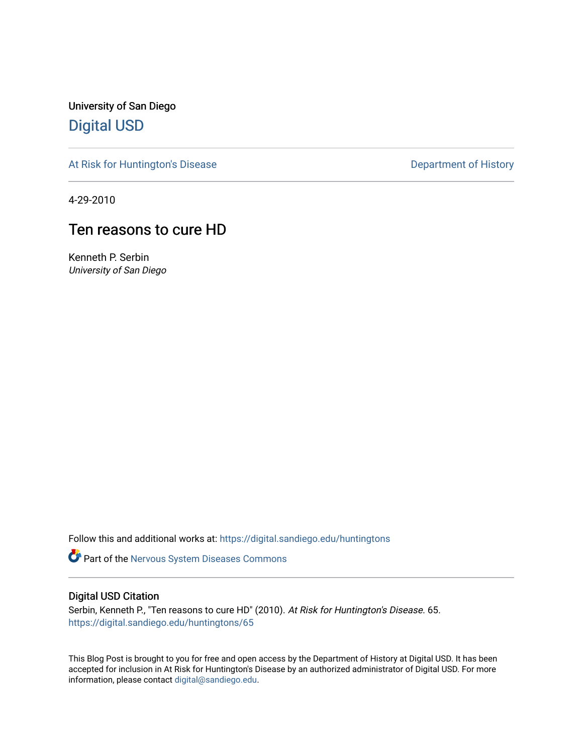University of San Diego

# Digital USD

At Risk for Huntington's Disease

Department of History

4-29-2010

## Ten reasons to cure HD

Kenneth P. Serbin
*University of San Diego*

Follow this and additional works at: https://digital.sandiego.edu/huntingtons

Part of the Nervous System Diseases Commons

### Digital USD Citation

Serbin, Kenneth P., "Ten reasons to cure HD" (2010). *At Risk for Huntington's Disease*. 65.
https://digital.sandiego.edu/huntingtons/65

This Blog Post is brought to you for free and open access by the Department of History at Digital USD. It has been accepted for inclusion in At Risk for Huntington's Disease by an authorized administrator of Digital USD. For more information, please contact digital@sandiego.edu.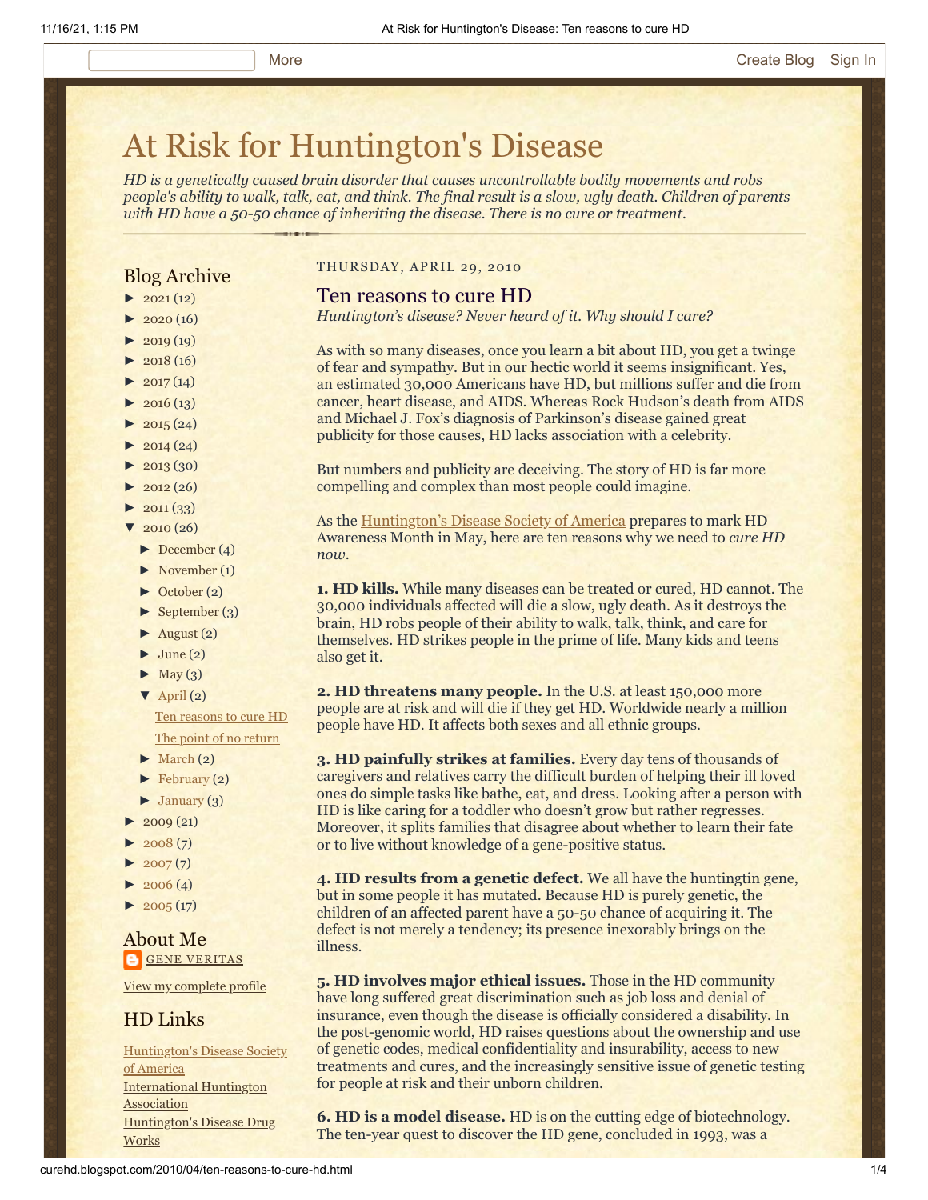# At Risk for Huntington's Disease

*HD is a genetically caused brain disorder that causes uncontrollable bodily movements and robs people's ability to walk, talk, eat, and think. The final result is a slow, ugly death. Children of parents with HD have a 50-50 chance of inheriting the disease. There is no cure or treatment.*

## Blog Archive

- ► 2021 (12)
- ► 2020 (16)
- ► 2019 (19)
- ► 2018 (16)
- ► 2017 (14)
- ► 2016 (13)
- ► 2015 (24)
- ► 2014 (24)
- ► 2013 (30)
- ► 2012 (26)
- ► 2011 (33)
- ▼ 2010 (26)
  - ► December (4)
  - ► November (1)
  - ► October (2)
  - ► September (3)
  - ► August (2)
  - ► June (2)
  - ► May (3)
  - ▼ April (2)
    - Ten reasons to cure HD
    - The point of no return
  - ► March (2)
  - ► February (2)
  - ► January (3)
- ► 2009 (21)
- ► 2008 (7)
- ► 2007 (7)
- ► 2006 (4)
- ► 2005 (17)

## About Me

GENE VERITAS

View my complete profile

## HD Links

Huntington's Disease Society of America

International Huntington Association

Huntington's Disease Drug Works

THURSDAY, APRIL 29, 2010

## Ten reasons to cure HD

*Huntington's disease? Never heard of it. Why should I care?*

As with so many diseases, once you learn a bit about HD, you get a twinge of fear and sympathy. But in our hectic world it seems insignificant. Yes, an estimated 30,000 Americans have HD, but millions suffer and die from cancer, heart disease, and AIDS. Whereas Rock Hudson's death from AIDS and Michael J. Fox's diagnosis of Parkinson's disease gained great publicity for those causes, HD lacks association with a celebrity.

But numbers and publicity are deceiving. The story of HD is far more compelling and complex than most people could imagine.

As the Huntington's Disease Society of America prepares to mark HD Awareness Month in May, here are ten reasons why we need to *cure HD now*.

**1. HD kills.** While many diseases can be treated or cured, HD cannot. The 30,000 individuals affected will die a slow, ugly death. As it destroys the brain, HD robs people of their ability to walk, talk, think, and care for themselves. HD strikes people in the prime of life. Many kids and teens also get it.

**2. HD threatens many people.** In the U.S. at least 150,000 more people are at risk and will die if they get HD. Worldwide nearly a million people have HD. It affects both sexes and all ethnic groups.

**3. HD painfully strikes at families.** Every day tens of thousands of caregivers and relatives carry the difficult burden of helping their ill loved ones do simple tasks like bathe, eat, and dress. Looking after a person with HD is like caring for a toddler who doesn't grow but rather regresses. Moreover, it splits families that disagree about whether to learn their fate or to live without knowledge of a gene-positive status.

**4. HD results from a genetic defect.** We all have the huntingtin gene, but in some people it has mutated. Because HD is purely genetic, the children of an affected parent have a 50-50 chance of acquiring it. The defect is not merely a tendency; its presence inexorably brings on the illness.

**5. HD involves major ethical issues.** Those in the HD community have long suffered great discrimination such as job loss and denial of insurance, even though the disease is officially considered a disability. In the post-genomic world, HD raises questions about the ownership and use of genetic codes, medical confidentiality and insurability, access to new treatments and cures, and the increasingly sensitive issue of genetic testing for people at risk and their unborn children.

**6. HD is a model disease.** HD is on the cutting edge of biotechnology. The ten-year quest to discover the HD gene, concluded in 1993, was a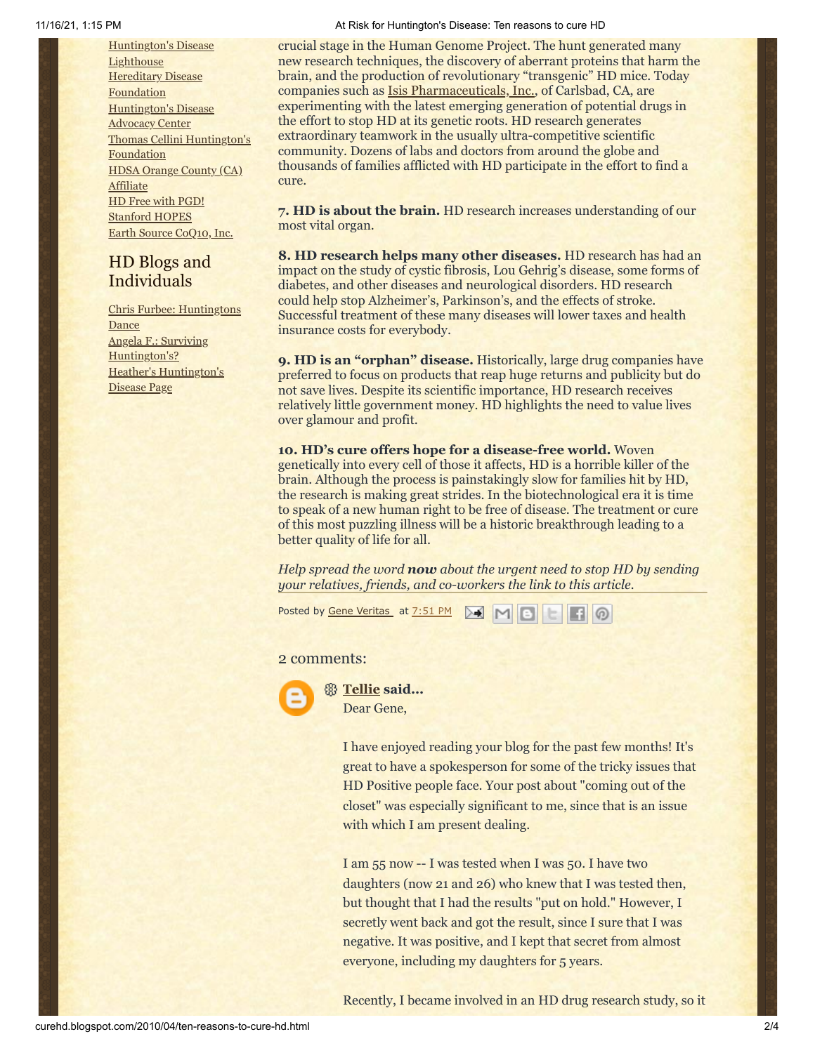[Huntington's Disease Lighthouse](#)
[Hereditary Disease Foundation](#)
[Huntington's Disease Advocacy Center](#)
[Thomas Cellini Huntington's Foundation](#)
[HDSA Orange County (CA) Affiliate](#)
[HD Free with PGD!](#)
[Stanford HOPES](#)
[Earth Source CoQ10, Inc.](#)

## HD Blogs and Individuals

[Chris Furbee: Huntingtons Dance](#)
[Angela F.: Surviving Huntington's?](#)
[Heather's Huntington's Disease Page](#)

crucial stage in the Human Genome Project. The hunt generated many new research techniques, the discovery of aberrant proteins that harm the brain, and the production of revolutionary "transgenic" HD mice. Today companies such as Isis Pharmaceuticals, Inc., of Carlsbad, CA, are experimenting with the latest emerging generation of potential drugs in the effort to stop HD at its genetic roots. HD research generates extraordinary teamwork in the usually ultra-competitive scientific community. Dozens of labs and doctors from around the globe and thousands of families afflicted with HD participate in the effort to find a cure.

**7. HD is about the brain.** HD research increases understanding of our most vital organ.

**8. HD research helps many other diseases.** HD research has had an impact on the study of cystic fibrosis, Lou Gehrig's disease, some forms of diabetes, and other diseases and neurological disorders. HD research could help stop Alzheimer's, Parkinson's, and the effects of stroke. Successful treatment of these many diseases will lower taxes and health insurance costs for everybody.

**9. HD is an "orphan" disease.** Historically, large drug companies have preferred to focus on products that reap huge returns and publicity but do not save lives. Despite its scientific importance, HD research receives relatively little government money. HD highlights the need to value lives over glamour and profit.

**10. HD's cure offers hope for a disease-free world.** Woven genetically into every cell of those it affects, HD is a horrible killer of the brain. Although the process is painstakingly slow for families hit by HD, the research is making great strides. In the biotechnological era it is time to speak of a new human right to be free of disease. The treatment or cure of this most puzzling illness will be a historic breakthrough leading to a better quality of life for all.

*Help spread the word **now** about the urgent need to stop HD by sending your relatives, friends, and co-workers the link to this article.*

Posted by Gene Veritas at 7:51 PM

## 2 comments:

**Tellie said...**

Dear Gene,

I have enjoyed reading your blog for the past few months! It's great to have a spokesperson for some of the tricky issues that HD Positive people face. Your post about "coming out of the closet" was especially significant to me, since that is an issue with which I am present dealing.

I am 55 now -- I was tested when I was 50. I have two daughters (now 21 and 26) who knew that I was tested then, but thought that I had the results "put on hold." However, I secretly went back and got the result, since I sure that I was negative. It was positive, and I kept that secret from almost everyone, including my daughters for 5 years.

Recently, I became involved in an HD drug research study, so it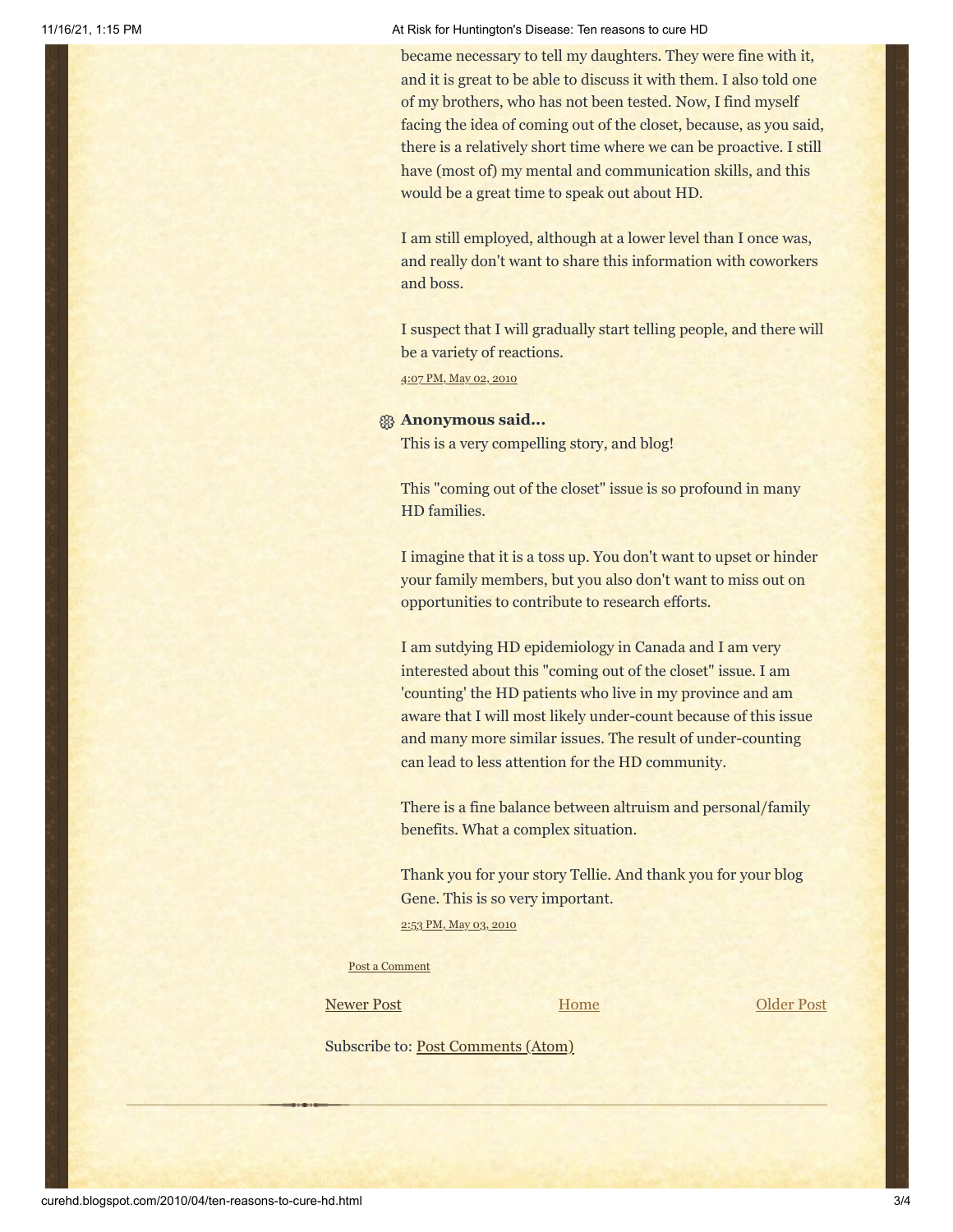became necessary to tell my daughters. They were fine with it, and it is great to be able to discuss it with them. I also told one of my brothers, who has not been tested. Now, I find myself facing the idea of coming out of the closet, because, as you said, there is a relatively short time where we can be proactive. I still have (most of) my mental and communication skills, and this would be a great time to speak out about HD.

I am still employed, although at a lower level than I once was, and really don't want to share this information with coworkers and boss.

I suspect that I will gradually start telling people, and there will be a variety of reactions.

4:07 PM, May 02, 2010

**Anonymous said...**

This is a very compelling story, and blog!

This "coming out of the closet" issue is so profound in many HD families.

I imagine that it is a toss up. You don't want to upset or hinder your family members, but you also don't want to miss out on opportunities to contribute to research efforts.

I am sutdying HD epidemiology in Canada and I am very interested about this "coming out of the closet" issue. I am 'counting' the HD patients who live in my province and am aware that I will most likely under-count because of this issue and many more similar issues. The result of under-counting can lead to less attention for the HD community.

There is a fine balance between altruism and personal/family benefits. What a complex situation.

Thank you for your story Tellie. And thank you for your blog Gene. This is so very important.

2:53 PM, May 03, 2010

Post a Comment

Newer Post | Home | Older Post

Subscribe to: Post Comments (Atom)